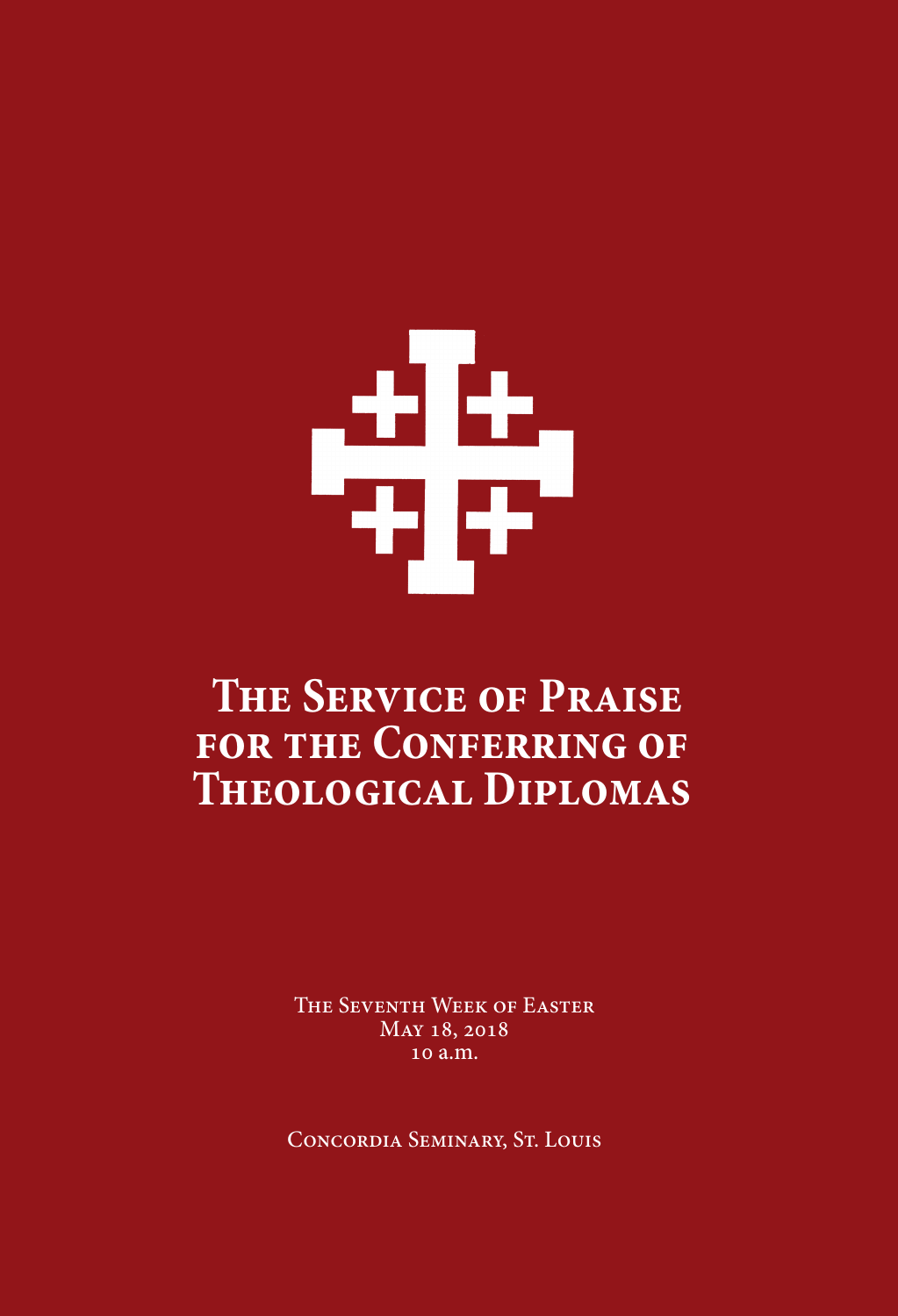# The Service of Praise for the Conferring of Theological Diplomas

The Seventh Week of Easter
May 18, 2018
10 a.m.

Concordia Seminary, St. Louis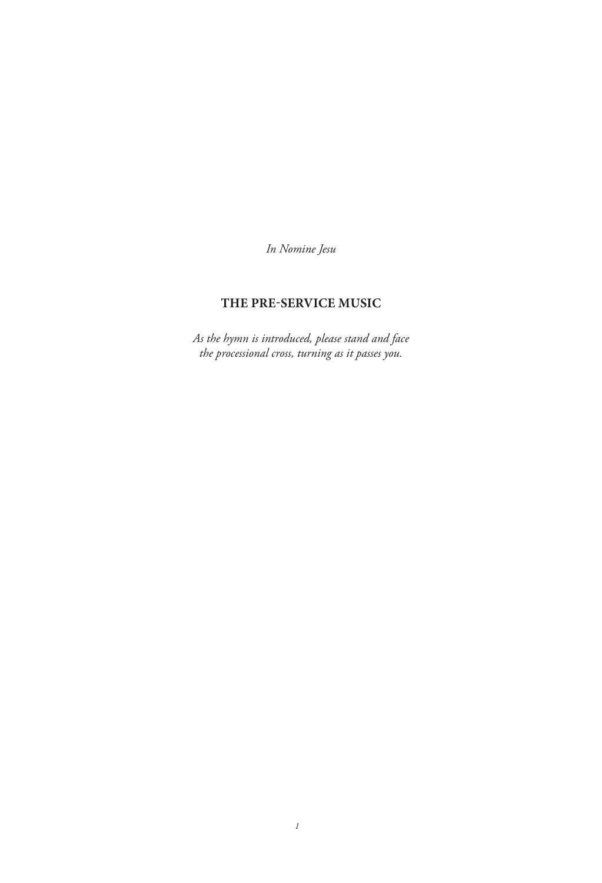*In Nomine Jesu*

## THE PRE-SERVICE MUSIC

*As the hymn is introduced, please stand and face the processional cross, turning as it passes you.*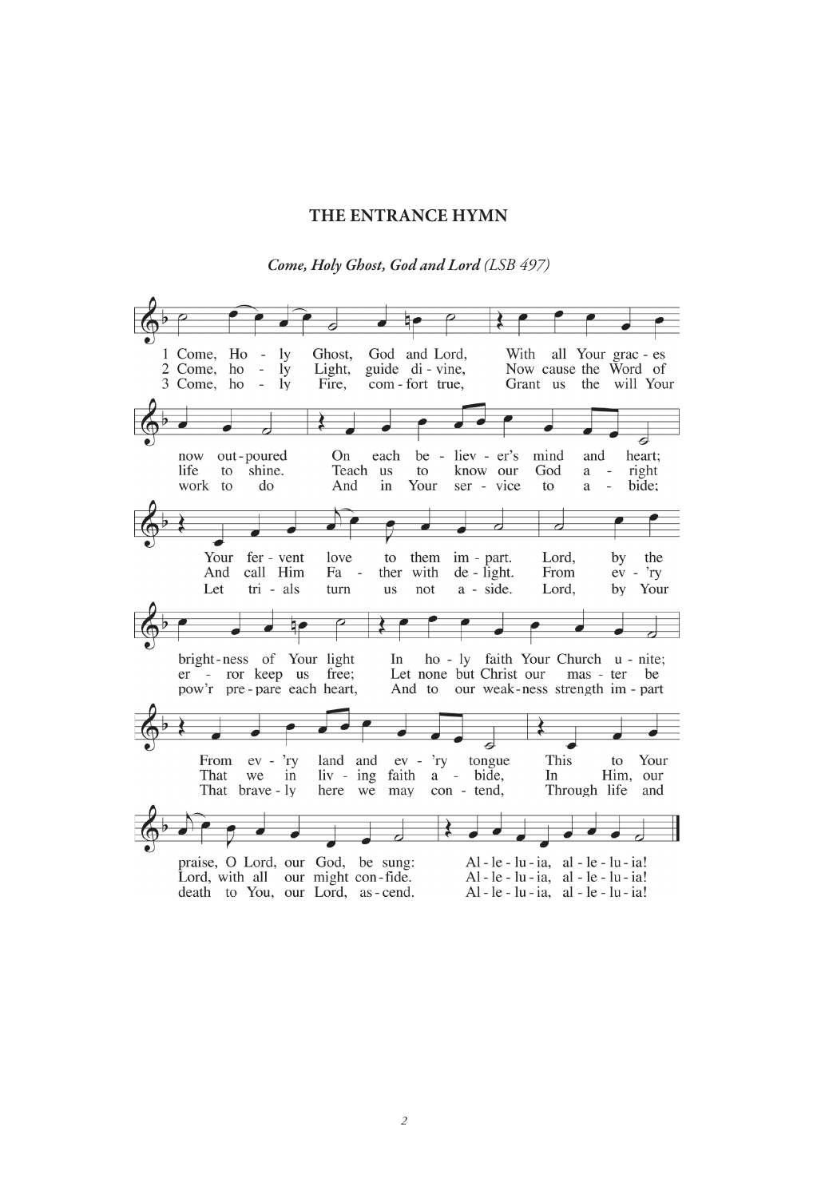## THE ENTRANCE HYMN

***Come, Holy Ghost, God and Lord*** *(LSB 497)*

1 Come, Holy Ghost, God and Lord,
With all Your graces now outpoured
On each believer's mind and heart;
Your fervent love to them impart.
Lord, by the brightness of Your light
In holy faith Your Church unite;
From ev'ry land and ev'ry tongue
This to Your praise, O Lord, our God, be sung:
Alleluia, alleluia!

2 Come, holy Light, guide divine,
Now cause the Word of life to shine.
Teach us to know our God aright
And call Him Father with delight.
From ev'ry error keep us free;
Let none but Christ our master be
That we in living faith abide,
In Him, our Lord, with all our might confide.
Alleluia, alleluia!

3 Come, holy Fire, comfort true,
Grant us the will Your work to do
And in Your service to abide;
Let trials turn us not aside.
Lord, by Your pow'r prepare each heart,
And to our weakness strength impart
That bravely here we may contend,
Through life and death to You, our Lord, ascend.
Alleluia, alleluia!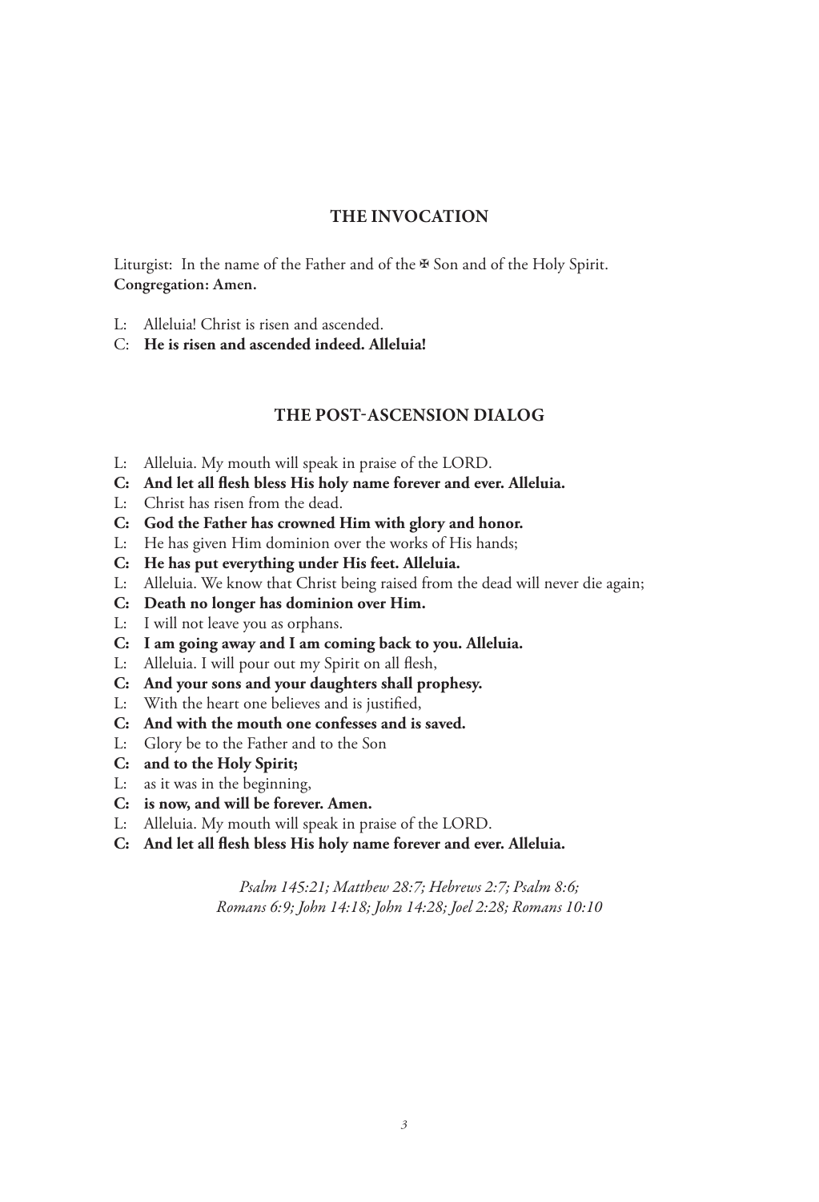## THE INVOCATION

Liturgist: In the name of the Father and of the ✠ Son and of the Holy Spirit.
**Congregation: Amen.**

L: Alleluia! Christ is risen and ascended.
C: **He is risen and ascended indeed. Alleluia!**

## THE POST-ASCENSION DIALOG

L: Alleluia. My mouth will speak in praise of the LORD.
**C: And let all flesh bless His holy name forever and ever. Alleluia.**
L: Christ has risen from the dead.
**C: God the Father has crowned Him with glory and honor.**
L: He has given Him dominion over the works of His hands;
**C: He has put everything under His feet. Alleluia.**
L: Alleluia. We know that Christ being raised from the dead will never die again;
**C: Death no longer has dominion over Him.**
L: I will not leave you as orphans.
**C: I am going away and I am coming back to you. Alleluia.**
L: Alleluia. I will pour out my Spirit on all flesh,
**C: And your sons and your daughters shall prophesy.**
L: With the heart one believes and is justified,
**C: And with the mouth one confesses and is saved.**
L: Glory be to the Father and to the Son
**C: and to the Holy Spirit;**
L: as it was in the beginning,
**C: is now, and will be forever. Amen.**
L: Alleluia. My mouth will speak in praise of the LORD.
**C: And let all flesh bless His holy name forever and ever. Alleluia.**

*Psalm 145:21; Matthew 28:7; Hebrews 2:7; Psalm 8:6; Romans 6:9; John 14:18; John 14:28; Joel 2:28; Romans 10:10*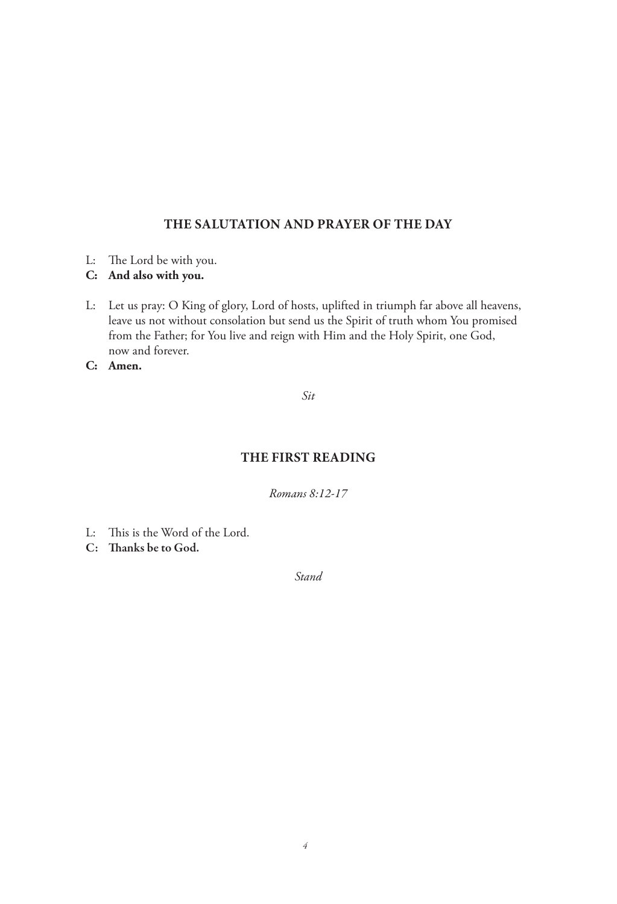## THE SALUTATION AND PRAYER OF THE DAY

L: The Lord be with you.
**C: And also with you.**

L: Let us pray: O King of glory, Lord of hosts, uplifted in triumph far above all heavens, leave us not without consolation but send us the Spirit of truth whom You promised from the Father; for You live and reign with Him and the Holy Spirit, one God, now and forever.
**C: Amen.**

*Sit*

## THE FIRST READING

*Romans 8:12-17*

L: This is the Word of the Lord.
**C: Thanks be to God.**

*Stand*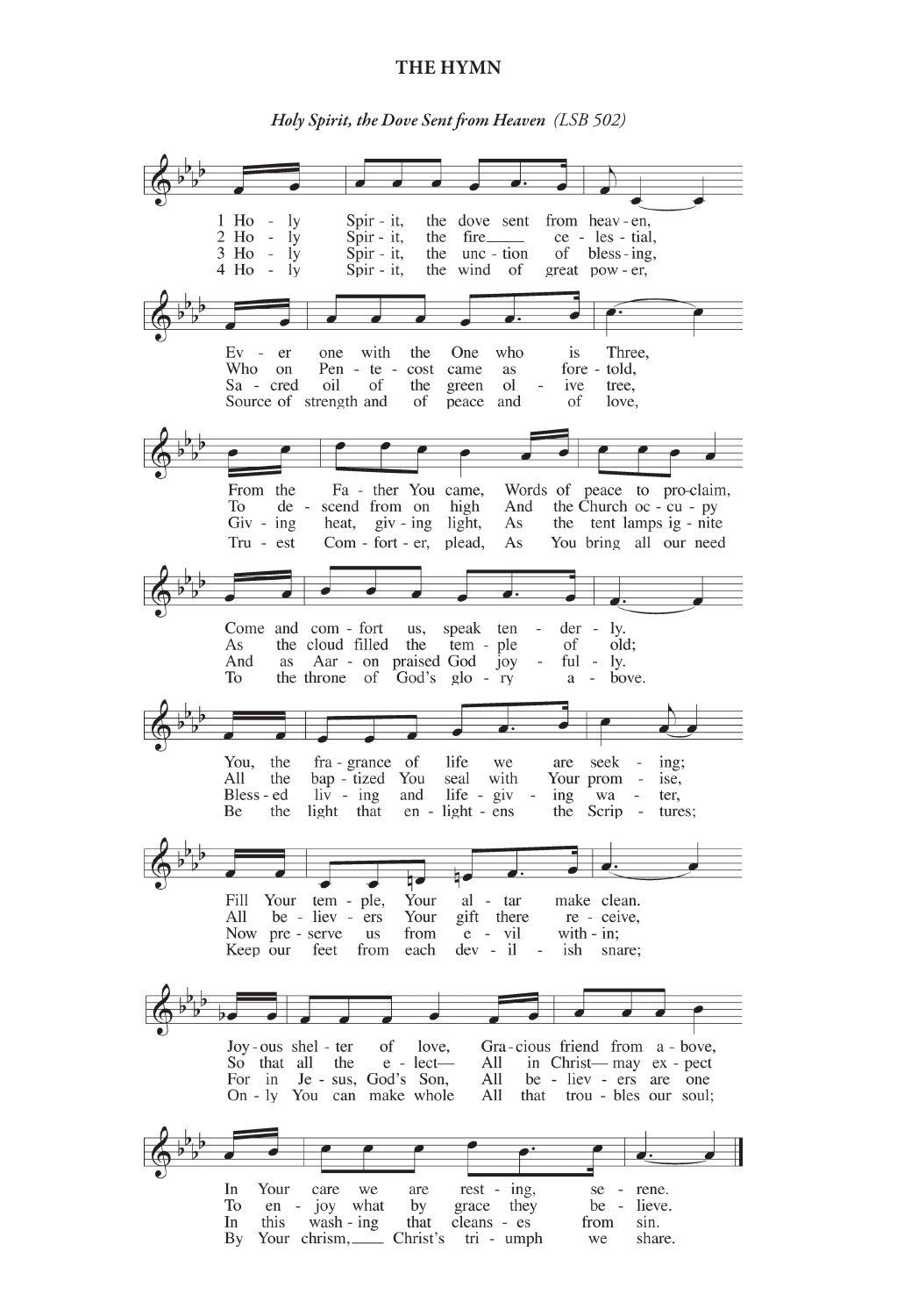## THE HYMN

*Holy Spirit, the Dove Sent from Heaven* (LSB 502)

1 Holy Spirit, the dove sent from heaven,
Ever one with the One who is Three,
From the Father You came, Words of peace to proclaim,
Come and comfort us, speak tenderly.
You, the fragrance of life we are seeking;
Fill Your temple, Your altar make clean.
Joyous shelter of love, Gracious friend from above,
In Your care we are resting, serene.

2 Holy Spirit, the fire celestial,
Who on Pentecost came as foretold,
To descend from on high And the Church occupy
As the cloud filled the temple of old;
All the baptized You seal with Your promise,
All believers Your gift there receive,
So that all the elect— All in Christ—may expect
To enjoy what by grace they believe.

3 Holy Spirit, the unction of blessing,
Sacred oil of the green olive tree,
Giving heat, giving light, As the tent lamps ignite
And as Aaron praised God joyfully.
Blessed living and life-giving water,
Now preserve us from evil within;
For in Jesus, God's Son, All believers are one
In this washing that cleanses from sin.

4 Holy Spirit, the wind of great power,
Source of strength and of peace and of love,
Truest Comforter, plead, As You bring all our need
To the throne of God's glory above.
Be the light that enlightens the Scriptures;
Keep our feet from each devilish snare;
Only You can make whole All that troubles our soul;
By Your chrism, Christ's triumph we share.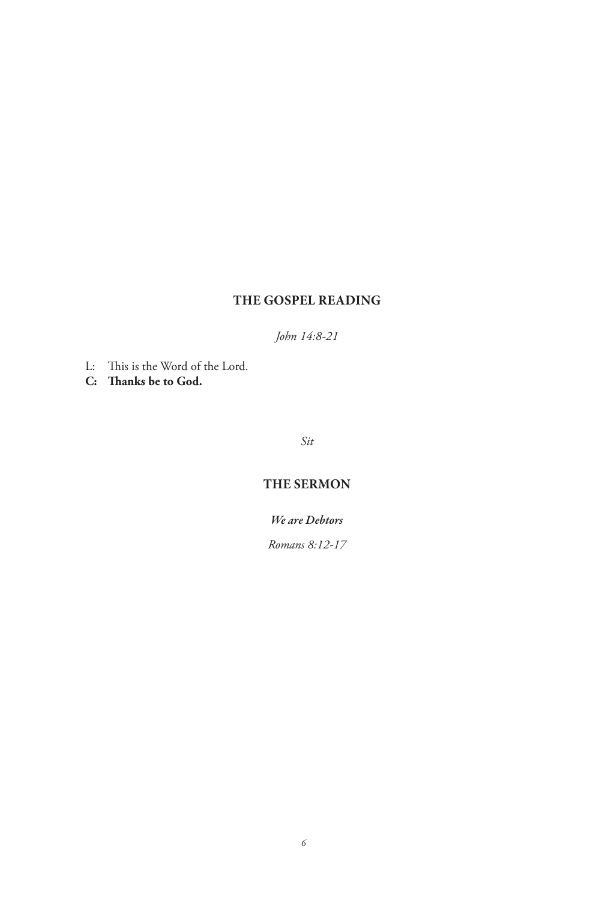## THE GOSPEL READING

*John 14:8-21*

L: This is the Word of the Lord.
**C: Thanks be to God.**

*Sit*

## THE SERMON

***We are Debtors***

*Romans 8:12-17*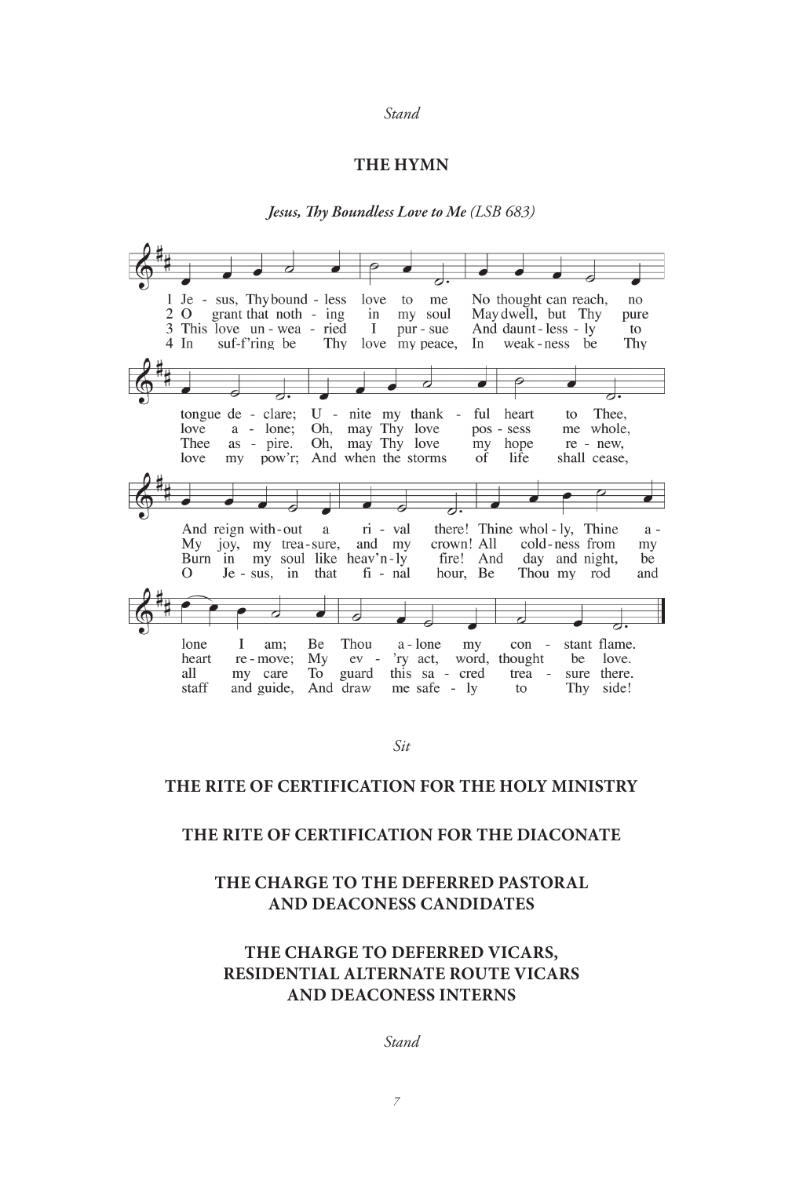*Stand*

## THE HYMN

***Jesus, Thy Boundless Love to Me*** *(LSB 683)*

1 Jesus, Thy boundless love to me
No thought can reach, no tongue declare;
Unite my thankful heart to Thee,
And reign without a rival there!
Thine wholly, Thine alone I am;
Be Thou alone my constant flame.

2 O grant that nothing in my soul
May dwell, but Thy pure love alone;
Oh, may Thy love possess me whole,
My joy, my treasure, and my crown!
All coldness from my heart remove;
My ev'ry act, word, thought be love.

3 This love unwearied I pursue
And dauntlessly to Thee aspire.
Oh, may Thy love my hope renew,
Burn in my soul like heav'nly fire!
And day and night, be all my care
To guard this sacred treasure there.

4 In suff'ring be Thy love my peace,
In weakness be Thy love my pow'r;
And when the storms of life shall cease,
O Jesus, in that final hour,
Be Thou my rod and staff and guide,
And draw me safely to Thy side!

*Sit*

## THE RITE OF CERTIFICATION FOR THE HOLY MINISTRY

## THE RITE OF CERTIFICATION FOR THE DIACONATE

## THE CHARGE TO THE DEFERRED PASTORAL AND DEACONESS CANDIDATES

## THE CHARGE TO DEFERRED VICARS, RESIDENTIAL ALTERNATE ROUTE VICARS AND DEACONESS INTERNS

*Stand*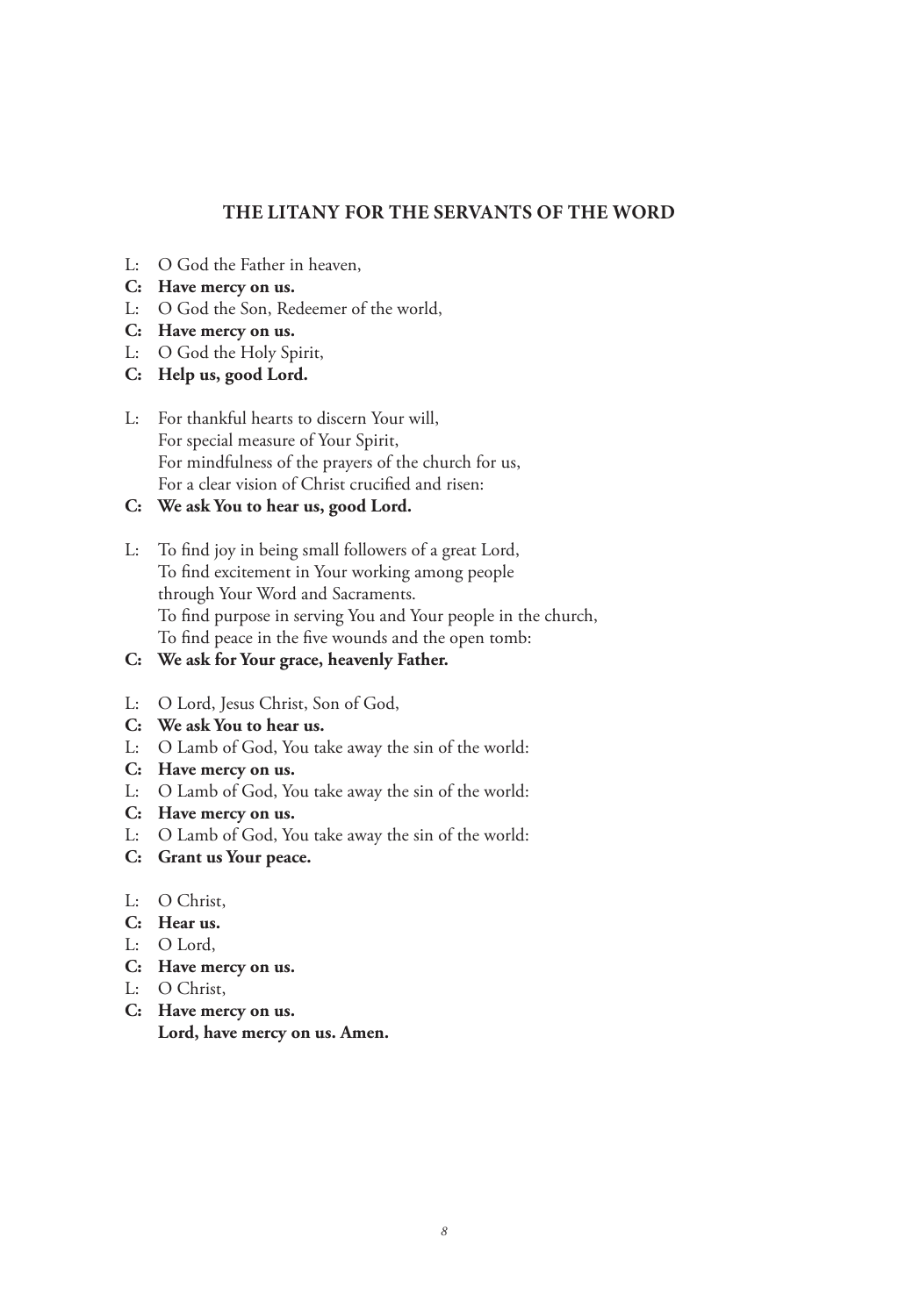## THE LITANY FOR THE SERVANTS OF THE WORD

L: O God the Father in heaven,
**C: Have mercy on us.**
L: O God the Son, Redeemer of the world,
**C: Have mercy on us.**
L: O God the Holy Spirit,
**C: Help us, good Lord.**

L: For thankful hearts to discern Your will,
For special measure of Your Spirit,
For mindfulness of the prayers of the church for us,
For a clear vision of Christ crucified and risen:
**C: We ask You to hear us, good Lord.**

L: To find joy in being small followers of a great Lord,
To find excitement in Your working among people
through Your Word and Sacraments.
To find purpose in serving You and Your people in the church,
To find peace in the five wounds and the open tomb:
**C: We ask for Your grace, heavenly Father.**

L: O Lord, Jesus Christ, Son of God,
**C: We ask You to hear us.**
L: O Lamb of God, You take away the sin of the world:
**C: Have mercy on us.**
L: O Lamb of God, You take away the sin of the world:
**C: Have mercy on us.**
L: O Lamb of God, You take away the sin of the world:
**C: Grant us Your peace.**

L: O Christ,
**C: Hear us.**
L: O Lord,
**C: Have mercy on us.**
L: O Christ,
**C: Have mercy on us.**
**Lord, have mercy on us. Amen.**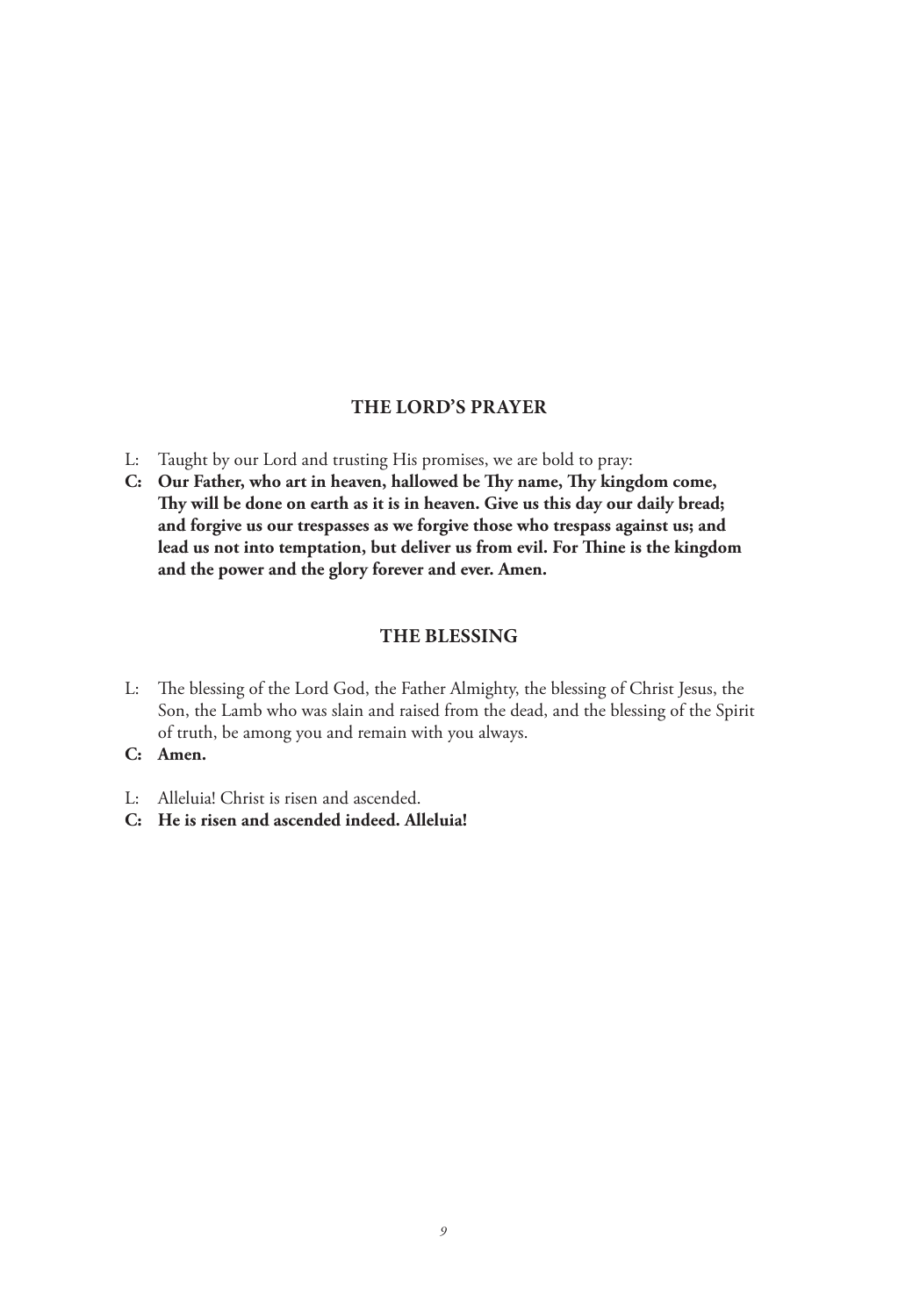## THE LORD'S PRAYER

L: Taught by our Lord and trusting His promises, we are bold to pray:

**C: Our Father, who art in heaven, hallowed be Thy name, Thy kingdom come, Thy will be done on earth as it is in heaven. Give us this day our daily bread; and forgive us our trespasses as we forgive those who trespass against us; and lead us not into temptation, but deliver us from evil. For Thine is the kingdom and the power and the glory forever and ever. Amen.**

## THE BLESSING

L: The blessing of the Lord God, the Father Almighty, the blessing of Christ Jesus, the Son, the Lamb who was slain and raised from the dead, and the blessing of the Spirit of truth, be among you and remain with you always.

**C: Amen.**

L: Alleluia! Christ is risen and ascended.

**C: He is risen and ascended indeed. Alleluia!**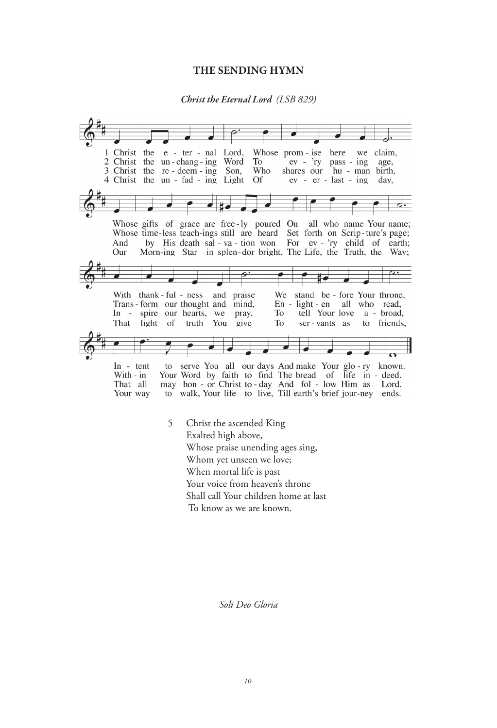## THE SENDING HYMN

***Christ the Eternal Lord*** *(LSB 829)*

1 Christ the e - ter - nal Lord, Whose prom - ise here we claim,
Whose gifts of grace are free - ly poured On all who name Your name;
With thank - ful - ness and praise We stand be - fore Your throne,
In - tent to serve You all our days And make Your glo - ry known.

2 Christ the un - chang - ing Word To ev - 'ry pass - ing age,
Whose time - less teach-ings still are heard Set forth on Scrip - ture's page;
Trans - form our thought and mind, En - light - en all who read,
With - in Your Word by faith to find The bread of life in - deed.

3 Christ the re - deem - ing Son, Who shares our hu - man birth,
And by His death sal - va - tion won For ev - 'ry child of earth;
In - spire our hearts, we pray, To tell Your love a - broad,
That all may hon - or Christ to - day And fol - low Him as Lord.

4 Christ the un - fad - ing Light Of ev - er - last - ing day,
Our Morn-ing Star in splen - dor bright, The Life, the Truth, the Way;
That light of truth You give To ser - vants as to friends,
Your way to walk, Your life to live, Till earth's brief jour-ney ends.

5 Christ the ascended King
Exalted high above,
Whose praise unending ages sing,
Whom yet unseen we love;
When mortal life is past
Your voice from heaven's throne
Shall call Your children home at last
To know as we are known.

*Soli Deo Gloria*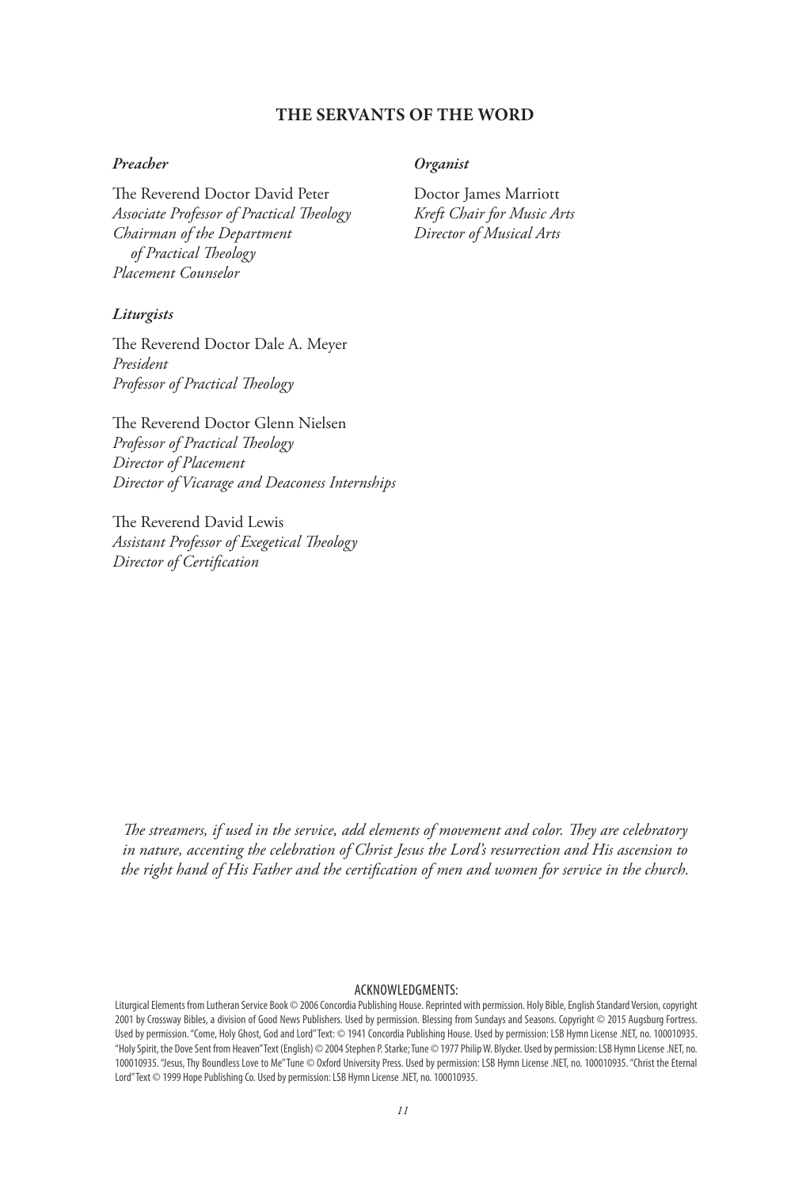## THE SERVANTS OF THE WORD

***Preacher***

The Reverend Doctor David Peter
*Associate Professor of Practical Theology*
*Chairman of the Department of Practical Theology*
*Placement Counselor*

***Liturgists***

The Reverend Doctor Dale A. Meyer
*President*
*Professor of Practical Theology*

The Reverend Doctor Glenn Nielsen
*Professor of Practical Theology*
*Director of Placement*
*Director of Vicarage and Deaconess Internships*

The Reverend David Lewis
*Assistant Professor of Exegetical Theology*
*Director of Certification*

***Organist***

Doctor James Marriott
*Kreft Chair for Music Arts*
*Director of Musical Arts*

*The streamers, if used in the service, add elements of movement and color. They are celebratory in nature, accenting the celebration of Christ Jesus the Lord's resurrection and His ascension to the right hand of His Father and the certification of men and women for service in the church.*

ACKNOWLEDGMENTS:

Liturgical Elements from Lutheran Service Book © 2006 Concordia Publishing House. Reprinted with permission. Holy Bible, English Standard Version, copyright 2001 by Crossway Bibles, a division of Good News Publishers. Used by permission. Blessing from Sundays and Seasons. Copyright © 2015 Augsburg Fortress. Used by permission. "Come, Holy Ghost, God and Lord" Text: © 1941 Concordia Publishing House. Used by permission: LSB Hymn License .NET, no. 100010935. "Holy Spirit, the Dove Sent from Heaven" Text (English) © 2004 Stephen P. Starke; Tune © 1977 Philip W. Blycker. Used by permission: LSB Hymn License .NET, no. 100010935. "Jesus, Thy Boundless Love to Me" Tune © Oxford University Press. Used by permission: LSB Hymn License .NET, no. 100010935. "Christ the Eternal Lord" Text © 1999 Hope Publishing Co. Used by permission: LSB Hymn License .NET, no. 100010935.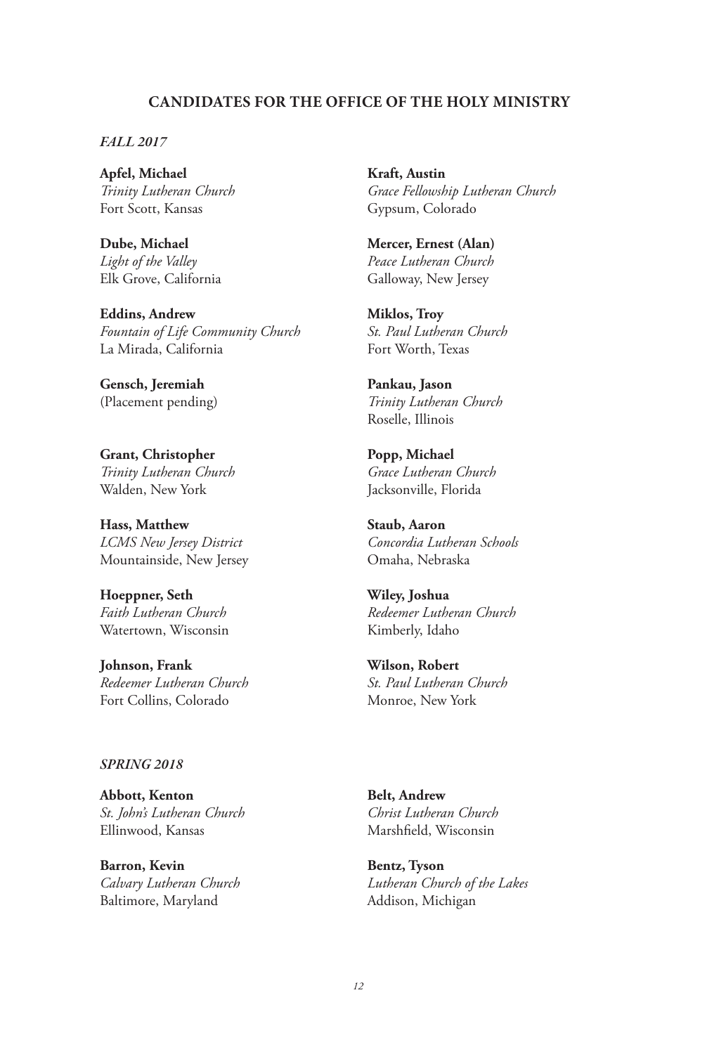## CANDIDATES FOR THE OFFICE OF THE HOLY MINISTRY

### *FALL 2017*

**Apfel, Michael**
*Trinity Lutheran Church*
Fort Scott, Kansas

**Dube, Michael**
*Light of the Valley*
Elk Grove, California

**Eddins, Andrew**
*Fountain of Life Community Church*
La Mirada, California

**Gensch, Jeremiah**
(Placement pending)

**Grant, Christopher**
*Trinity Lutheran Church*
Walden, New York

**Hass, Matthew**
*LCMS New Jersey District*
Mountainside, New Jersey

**Hoeppner, Seth**
*Faith Lutheran Church*
Watertown, Wisconsin

**Johnson, Frank**
*Redeemer Lutheran Church*
Fort Collins, Colorado

**Kraft, Austin**
*Grace Fellowship Lutheran Church*
Gypsum, Colorado

**Mercer, Ernest (Alan)**
*Peace Lutheran Church*
Galloway, New Jersey

**Miklos, Troy**
*St. Paul Lutheran Church*
Fort Worth, Texas

**Pankau, Jason**
*Trinity Lutheran Church*
Roselle, Illinois

**Popp, Michael**
*Grace Lutheran Church*
Jacksonville, Florida

**Staub, Aaron**
*Concordia Lutheran Schools*
Omaha, Nebraska

**Wiley, Joshua**
*Redeemer Lutheran Church*
Kimberly, Idaho

**Wilson, Robert**
*St. Paul Lutheran Church*
Monroe, New York

### *SPRING 2018*

**Abbott, Kenton**
*St. John's Lutheran Church*
Ellinwood, Kansas

**Barron, Kevin**
*Calvary Lutheran Church*
Baltimore, Maryland

**Belt, Andrew**
*Christ Lutheran Church*
Marshfield, Wisconsin

**Bentz, Tyson**
*Lutheran Church of the Lakes*
Addison, Michigan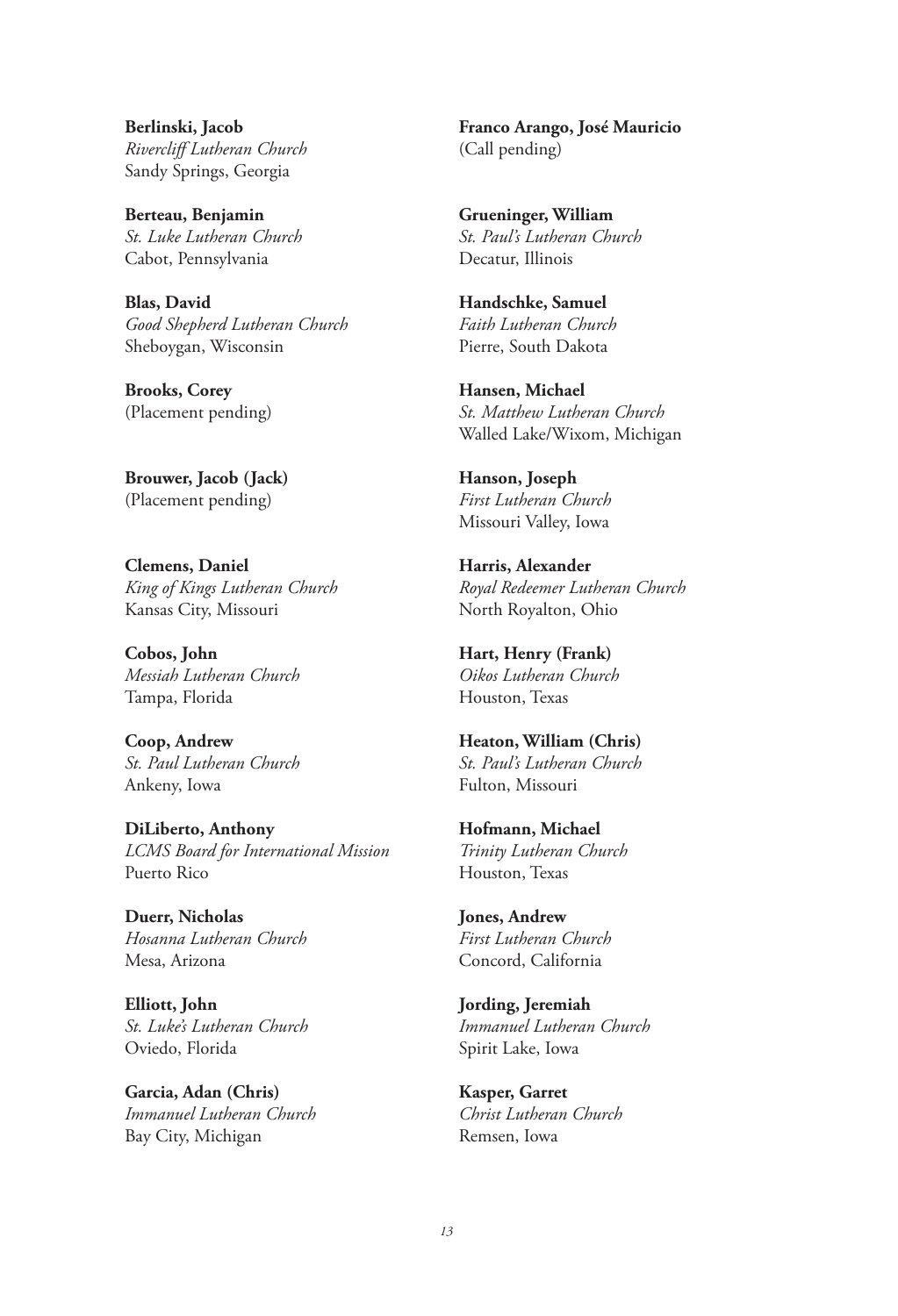**Berlinski, Jacob**
*Rivercliff Lutheran Church*
Sandy Springs, Georgia

**Berteau, Benjamin**
*St. Luke Lutheran Church*
Cabot, Pennsylvania

**Blas, David**
*Good Shepherd Lutheran Church*
Sheboygan, Wisconsin

**Brooks, Corey**
(Placement pending)

**Brouwer, Jacob (Jack)**
(Placement pending)

**Clemens, Daniel**
*King of Kings Lutheran Church*
Kansas City, Missouri

**Cobos, John**
*Messiah Lutheran Church*
Tampa, Florida

**Coop, Andrew**
*St. Paul Lutheran Church*
Ankeny, Iowa

**DiLiberto, Anthony**
*LCMS Board for International Mission*
Puerto Rico

**Duerr, Nicholas**
*Hosanna Lutheran Church*
Mesa, Arizona

**Elliott, John**
*St. Luke's Lutheran Church*
Oviedo, Florida

**Garcia, Adan (Chris)**
*Immanuel Lutheran Church*
Bay City, Michigan

**Franco Arango, José Mauricio**
(Call pending)

**Grueninger, William**
*St. Paul's Lutheran Church*
Decatur, Illinois

**Handschke, Samuel**
*Faith Lutheran Church*
Pierre, South Dakota

**Hansen, Michael**
*St. Matthew Lutheran Church*
Walled Lake/Wixom, Michigan

**Hanson, Joseph**
*First Lutheran Church*
Missouri Valley, Iowa

**Harris, Alexander**
*Royal Redeemer Lutheran Church*
North Royalton, Ohio

**Hart, Henry (Frank)**
*Oikos Lutheran Church*
Houston, Texas

**Heaton, William (Chris)**
*St. Paul's Lutheran Church*
Fulton, Missouri

**Hofmann, Michael**
*Trinity Lutheran Church*
Houston, Texas

**Jones, Andrew**
*First Lutheran Church*
Concord, California

**Jording, Jeremiah**
*Immanuel Lutheran Church*
Spirit Lake, Iowa

**Kasper, Garret**
*Christ Lutheran Church*
Remsen, Iowa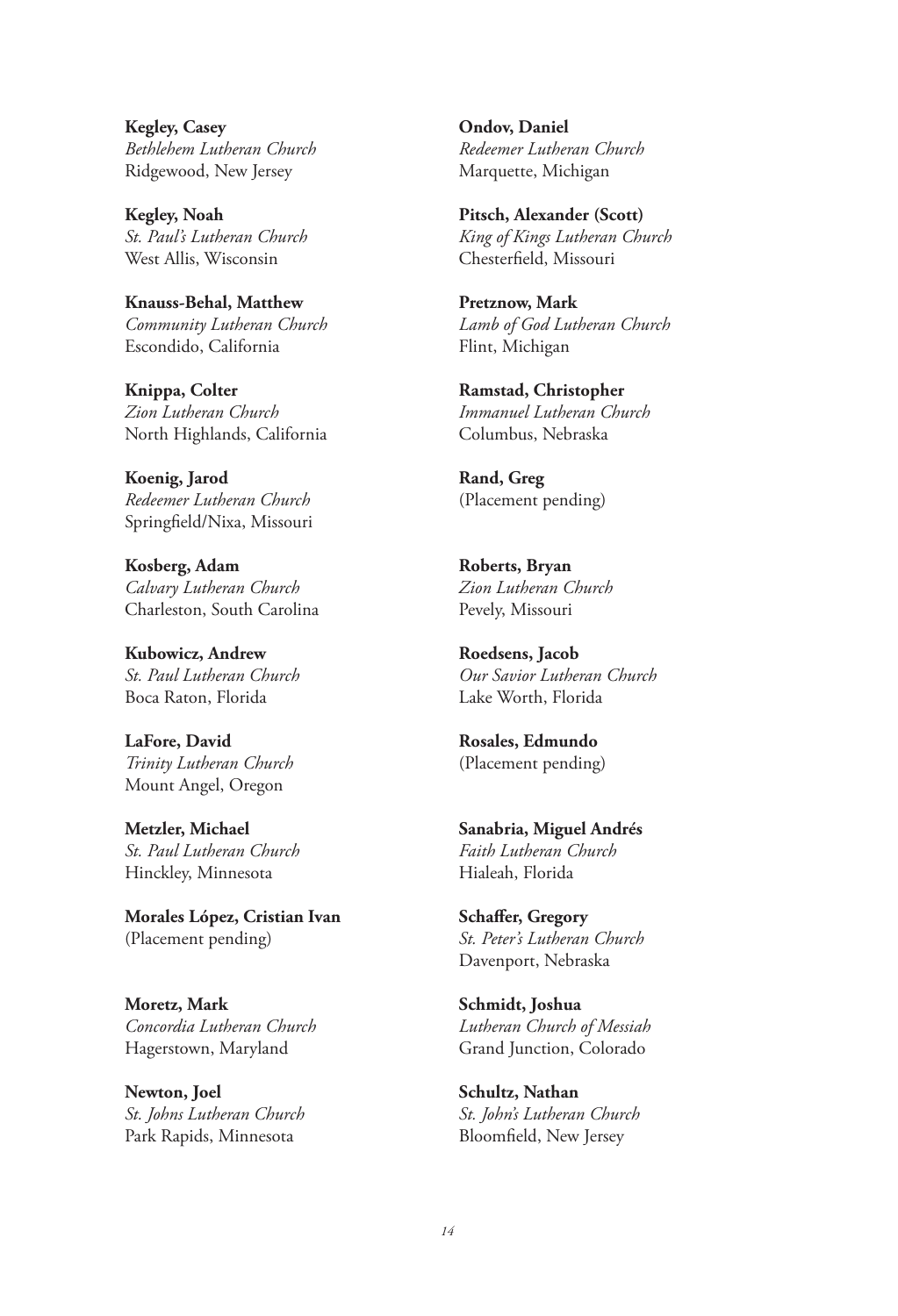**Kegley, Casey**
*Bethlehem Lutheran Church*
Ridgewood, New Jersey

**Kegley, Noah**
*St. Paul's Lutheran Church*
West Allis, Wisconsin

**Knauss-Behal, Matthew**
*Community Lutheran Church*
Escondido, California

**Knippa, Colter**
*Zion Lutheran Church*
North Highlands, California

**Koenig, Jarod**
*Redeemer Lutheran Church*
Springfield/Nixa, Missouri

**Kosberg, Adam**
*Calvary Lutheran Church*
Charleston, South Carolina

**Kubowicz, Andrew**
*St. Paul Lutheran Church*
Boca Raton, Florida

**LaFore, David**
*Trinity Lutheran Church*
Mount Angel, Oregon

**Metzler, Michael**
*St. Paul Lutheran Church*
Hinckley, Minnesota

**Morales López, Cristian Ivan**
(Placement pending)

**Moretz, Mark**
*Concordia Lutheran Church*
Hagerstown, Maryland

**Newton, Joel**
*St. Johns Lutheran Church*
Park Rapids, Minnesota

**Ondov, Daniel**
*Redeemer Lutheran Church*
Marquette, Michigan

**Pitsch, Alexander (Scott)**
*King of Kings Lutheran Church*
Chesterfield, Missouri

**Pretznow, Mark**
*Lamb of God Lutheran Church*
Flint, Michigan

**Ramstad, Christopher**
*Immanuel Lutheran Church*
Columbus, Nebraska

**Rand, Greg**
(Placement pending)

**Roberts, Bryan**
*Zion Lutheran Church*
Pevely, Missouri

**Roedsens, Jacob**
*Our Savior Lutheran Church*
Lake Worth, Florida

**Rosales, Edmundo**
(Placement pending)

**Sanabria, Miguel Andrés**
*Faith Lutheran Church*
Hialeah, Florida

**Schaffer, Gregory**
*St. Peter's Lutheran Church*
Davenport, Nebraska

**Schmidt, Joshua**
*Lutheran Church of Messiah*
Grand Junction, Colorado

**Schultz, Nathan**
*St. John's Lutheran Church*
Bloomfield, New Jersey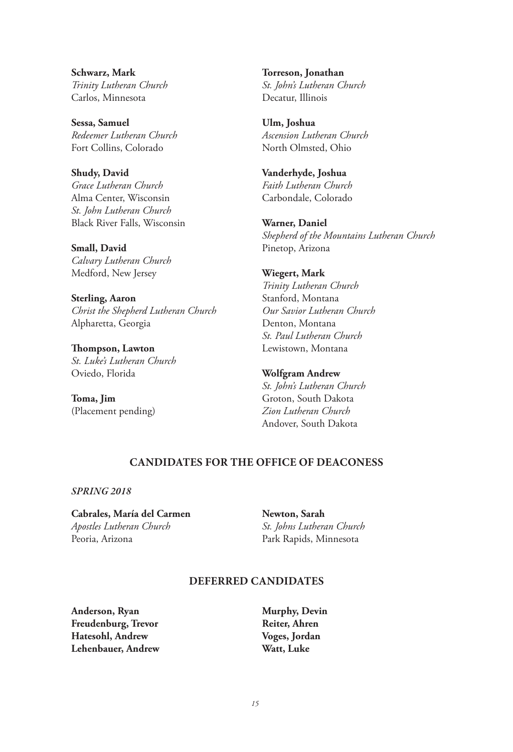**Schwarz, Mark**
*Trinity Lutheran Church*
Carlos, Minnesota

**Sessa, Samuel**
*Redeemer Lutheran Church*
Fort Collins, Colorado

**Shudy, David**
*Grace Lutheran Church*
Alma Center, Wisconsin
*St. John Lutheran Church*
Black River Falls, Wisconsin

**Small, David**
*Calvary Lutheran Church*
Medford, New Jersey

**Sterling, Aaron**
*Christ the Shepherd Lutheran Church*
Alpharetta, Georgia

**Thompson, Lawton**
*St. Luke's Lutheran Church*
Oviedo, Florida

**Toma, Jim**
(Placement pending)

**Torreson, Jonathan**
*St. John's Lutheran Church*
Decatur, Illinois

**Ulm, Joshua**
*Ascension Lutheran Church*
North Olmsted, Ohio

**Vanderhyde, Joshua**
*Faith Lutheran Church*
Carbondale, Colorado

**Warner, Daniel**
*Shepherd of the Mountains Lutheran Church*
Pinetop, Arizona

**Wiegert, Mark**
*Trinity Lutheran Church*
Stanford, Montana
*Our Savior Lutheran Church*
Denton, Montana
*St. Paul Lutheran Church*
Lewistown, Montana

**Wolfgram Andrew**
*St. John's Lutheran Church*
Groton, South Dakota
*Zion Lutheran Church*
Andover, South Dakota

## CANDIDATES FOR THE OFFICE OF DEACONESS

*SPRING 2018*

**Cabrales, María del Carmen**
*Apostles Lutheran Church*
Peoria, Arizona

**Newton, Sarah**
*St. Johns Lutheran Church*
Park Rapids, Minnesota

## DEFERRED CANDIDATES

**Anderson, Ryan**
**Freudenburg, Trevor**
**Hatesohl, Andrew**
**Lehenbauer, Andrew**
**Murphy, Devin**
**Reiter, Ahren**
**Voges, Jordan**
**Watt, Luke**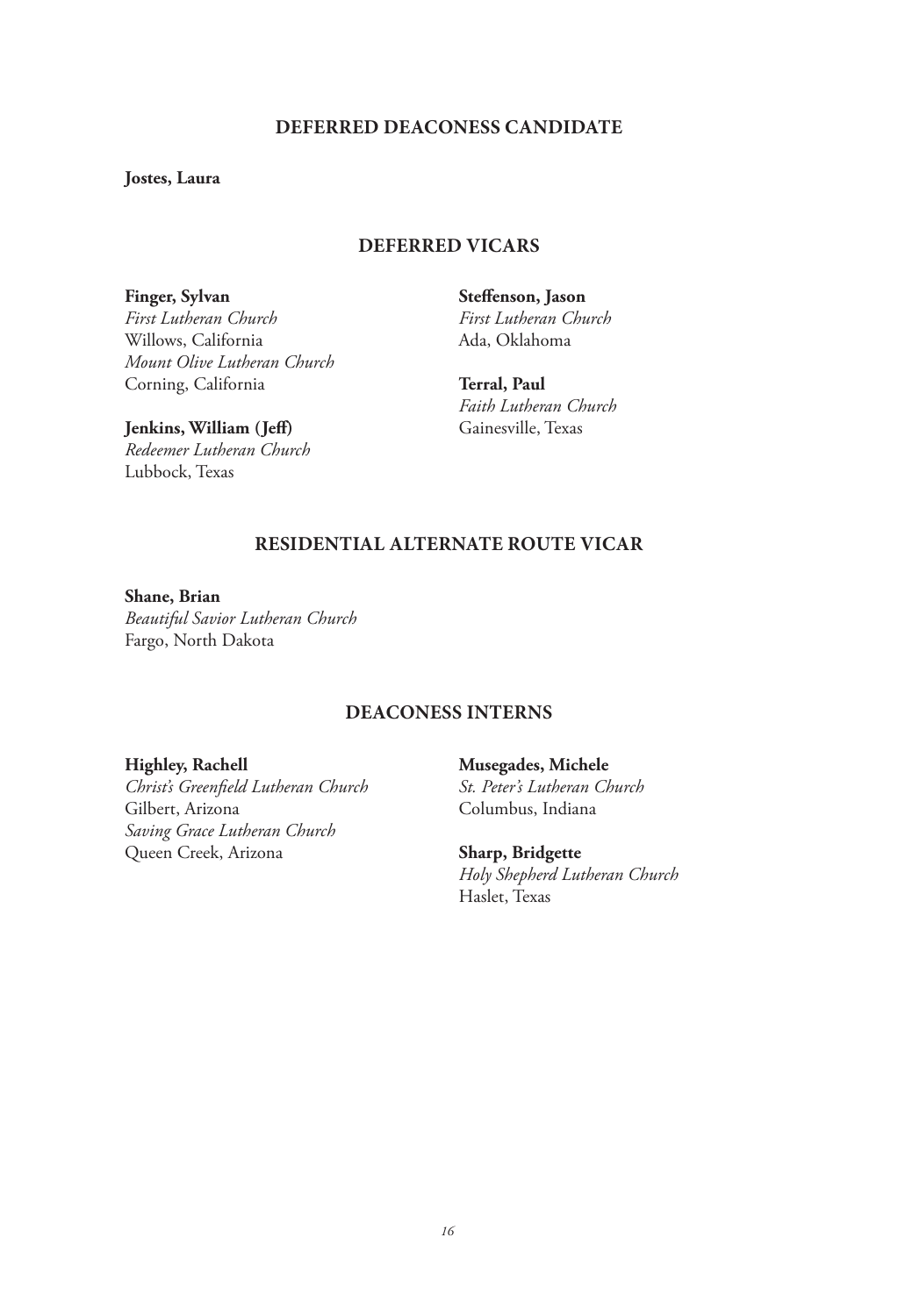## DEFERRED DEACONESS CANDIDATE

**Jostes, Laura**

## DEFERRED VICARS

**Finger, Sylvan**
*First Lutheran Church*
Willows, California
*Mount Olive Lutheran Church*
Corning, California

**Jenkins, William (Jeff)**
*Redeemer Lutheran Church*
Lubbock, Texas

**Steffenson, Jason**
*First Lutheran Church*
Ada, Oklahoma

**Terral, Paul**
*Faith Lutheran Church*
Gainesville, Texas

## RESIDENTIAL ALTERNATE ROUTE VICAR

**Shane, Brian**
*Beautiful Savior Lutheran Church*
Fargo, North Dakota

## DEACONESS INTERNS

**Highley, Rachell**
*Christ's Greenfield Lutheran Church*
Gilbert, Arizona
*Saving Grace Lutheran Church*
Queen Creek, Arizona

**Musegades, Michele**
*St. Peter's Lutheran Church*
Columbus, Indiana

**Sharp, Bridgette**
*Holy Shepherd Lutheran Church*
Haslet, Texas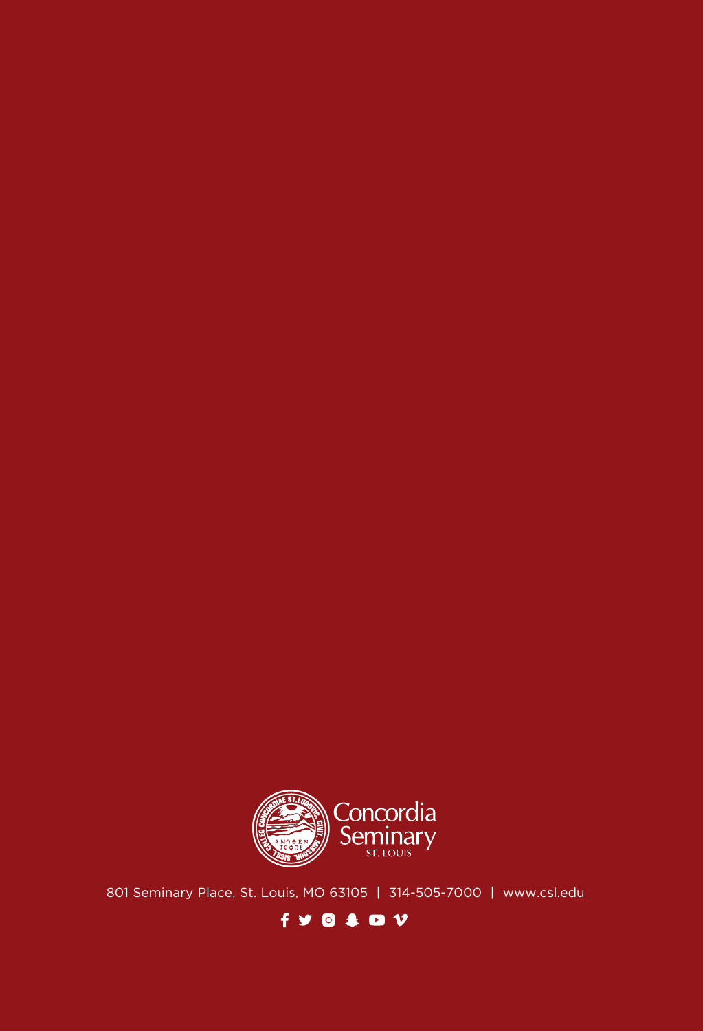Concordia Seminary
ST. LOUIS

801 Seminary Place, St. Louis, MO 63105 | 314-505-7000 | www.csl.edu